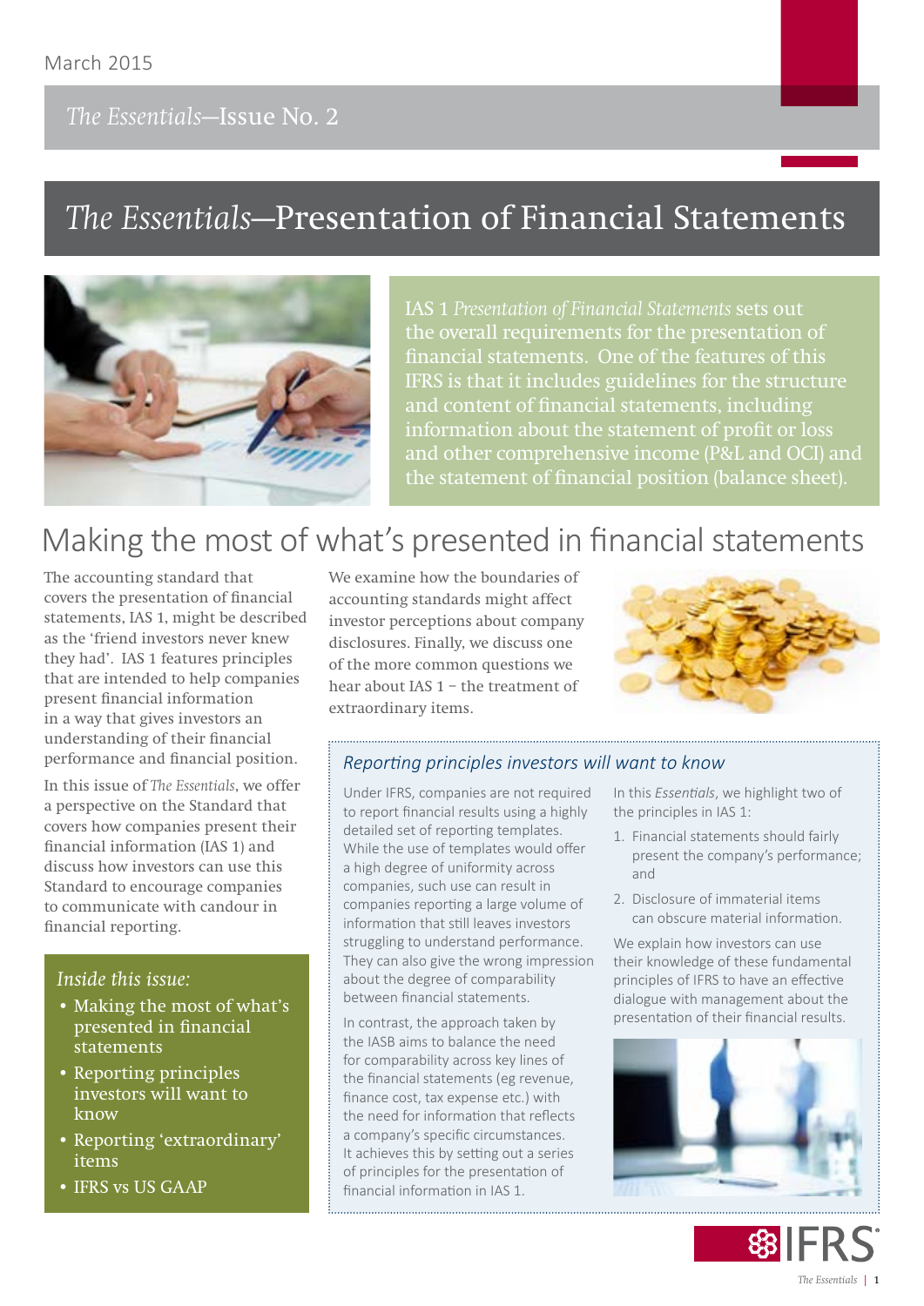March 2015

*The Essentials*—Issue No. 2

# *The Essentials*—Presentation of Financial Statements

IAS 1 *Presentation of Financial Statements* sets out the overall requirements for the presentation of financial statements. One of the features of this IFRS is that it includes guidelines for the structure and content of financial statements, including information about the statement of profit or loss and other comprehensive income (P&L and OCI) and the statement of financial position (balance sheet).

## Making the most of what's presented in financial statements

The accounting standard that covers the presentation of financial statements, IAS 1, might be described as the 'friend investors never knew they had'. IAS 1 features principles that are intended to help companies present financial information in a way that gives investors an understanding of their financial performance and financial position.

In this issue of *The Essentials*, we offer a perspective on the Standard that covers how companies present their financial information (IAS 1) and discuss how investors can use this Standard to encourage companies to communicate with candour in financial reporting.

We examine how the boundaries of accounting standards might affect investor perceptions about company disclosures. Finally, we discuss one of the more common questions we hear about IAS 1 – the treatment of extraordinary items.

*Inside this issue:*

- Making the most of what's presented in financial statements
- Reporting principles investors will want to know
- Reporting 'extraordinary' items
- IFRS vs US GAAP

### *Reporting principles investors will want to know*

Under IFRS, companies are not required to report financial results using a highly detailed set of reporting templates. While the use of templates would offer a high degree of uniformity across companies, such use can result in companies reporting a large volume of information that still leaves investors struggling to understand performance. They can also give the wrong impression about the degree of comparability between financial statements.

In contrast, the approach taken by the IASB aims to balance the need for comparability across key lines of the financial statements (eg revenue, finance cost, tax expense etc.) with the need for information that reflects a company's specific circumstances. It achieves this by setting out a series of principles for the presentation of financial information in IAS 1.

In this *Essentials*, we highlight two of the principles in IAS 1:

1. Financial statements should fairly present the company's performance; and
2. Disclosure of immaterial items can obscure material information.

We explain how investors can use their knowledge of these fundamental principles of IFRS to have an effective dialogue with management about the presentation of their financial results.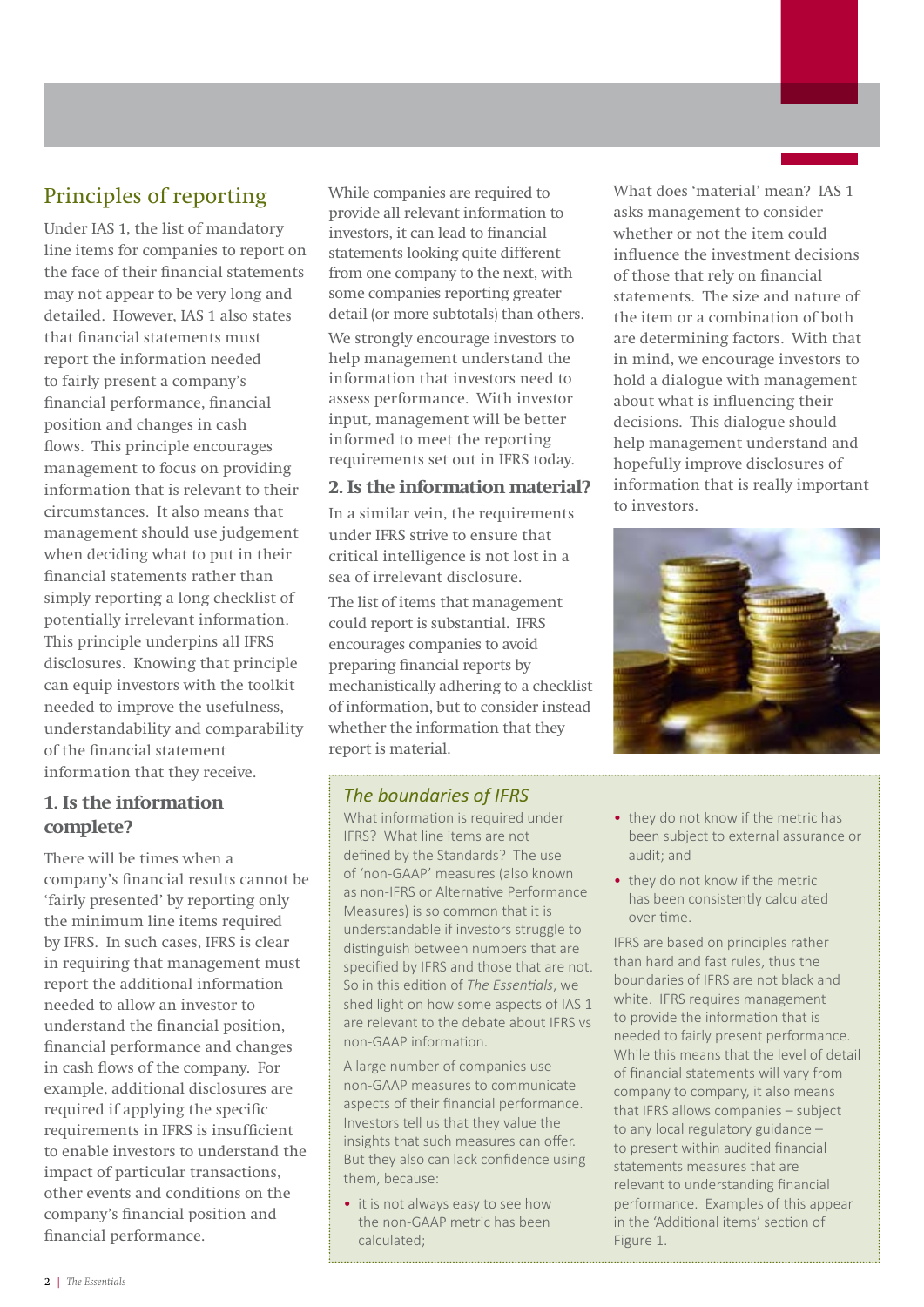## Principles of reporting

Under IAS 1, the list of mandatory line items for companies to report on the face of their financial statements may not appear to be very long and detailed. However, IAS 1 also states that financial statements must report the information needed to fairly present a company's financial performance, financial position and changes in cash flows. This principle encourages management to focus on providing information that is relevant to their circumstances. It also means that management should use judgement when deciding what to put in their financial statements rather than simply reporting a long checklist of potentially irrelevant information. This principle underpins all IFRS disclosures. Knowing that principle can equip investors with the toolkit needed to improve the usefulness, understandability and comparability of the financial statement information that they receive.

### 1. Is the information complete?

There will be times when a company's financial results cannot be 'fairly presented' by reporting only the minimum line items required by IFRS. In such cases, IFRS is clear in requiring that management must report the additional information needed to allow an investor to understand the financial position, financial performance and changes in cash flows of the company. For example, additional disclosures are required if applying the specific requirements in IFRS is insufficient to enable investors to understand the impact of particular transactions, other events and conditions on the company's financial position and financial performance.

While companies are required to provide all relevant information to investors, it can lead to financial statements looking quite different from one company to the next, with some companies reporting greater detail (or more subtotals) than others.

We strongly encourage investors to help management understand the information that investors need to assess performance. With investor input, management will be better informed to meet the reporting requirements set out in IFRS today.

### 2. Is the information material?

In a similar vein, the requirements under IFRS strive to ensure that critical intelligence is not lost in a sea of irrelevant disclosure.

The list of items that management could report is substantial. IFRS encourages companies to avoid preparing financial reports by mechanistically adhering to a checklist of information, but to consider instead whether the information that they report is material.

What does 'material' mean? IAS 1 asks management to consider whether or not the item could influence the investment decisions of those that rely on financial statements. The size and nature of the item or a combination of both are determining factors. With that in mind, we encourage investors to hold a dialogue with management about what is influencing their decisions. This dialogue should help management understand and hopefully improve disclosures of information that is really important to investors.

### *The boundaries of IFRS*

What information is required under IFRS? What line items are not defined by the Standards? The use of 'non-GAAP' measures (also known as non-IFRS or Alternative Performance Measures) is so common that it is understandable if investors struggle to distinguish between numbers that are specified by IFRS and those that are not. So in this edition of *The Essentials*, we shed light on how some aspects of IAS 1 are relevant to the debate about IFRS vs non-GAAP information.

A large number of companies use non-GAAP measures to communicate aspects of their financial performance. Investors tell us that they value the insights that such measures can offer. But they also can lack confidence using them, because:

- it is not always easy to see how the non-GAAP metric has been calculated;
- they do not know if the metric has been subject to external assurance or audit; and
- they do not know if the metric has been consistently calculated over time.

IFRS are based on principles rather than hard and fast rules, thus the boundaries of IFRS are not black and white. IFRS requires management to provide the information that is needed to fairly present performance. While this means that the level of detail of financial statements will vary from company to company, it also means that IFRS allows companies – subject to any local regulatory guidance – to present within audited financial statements measures that are relevant to understanding financial performance. Examples of this appear in the 'Additional items' section of Figure 1.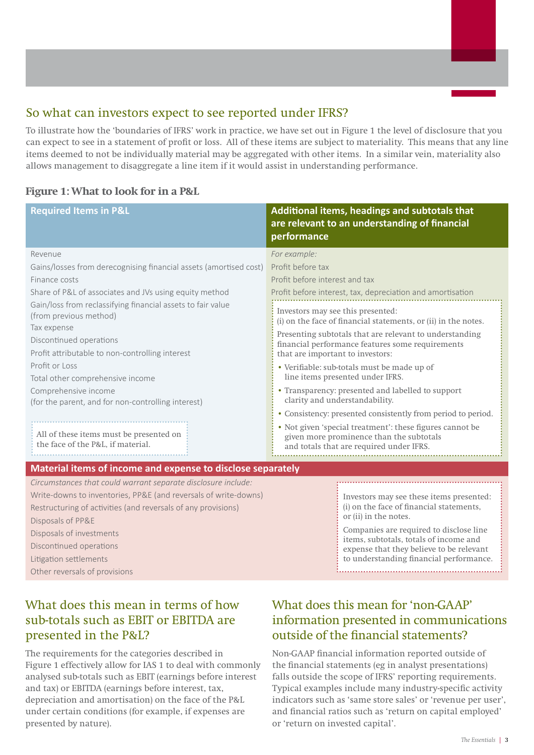## So what can investors expect to see reported under IFRS?

To illustrate how the 'boundaries of IFRS' work in practice, we have set out in Figure 1 the level of disclosure that you can expect to see in a statement of profit or loss. All of these items are subject to materiality. This means that any line items deemed to not be individually material may be aggregated with other items. In a similar vein, materiality also allows management to disaggregate a line item if it would assist in understanding performance.

### Figure 1: What to look for in a P&L

| Required Items in P&L | Additional items, headings and subtotals that are relevant to an understanding of financial performance |
|---|---|
| Revenue | *For example:* |
| Gains/losses from derecognising financial assets (amortised cost) | Profit before tax |
| Finance costs | Profit before interest and tax |
| Share of P&L of associates and JVs using equity method | Profit before interest, tax, depreciation and amortisation |
| Gain/loss from reclassifying financial assets to fair value (from previous method) | |
| Tax expense | |
| Discontinued operations | |
| Profit attributable to non-controlling interest | |
| Profit or Loss | |
| Total other comprehensive income | |
| Comprehensive income (for the parent, and for non-controlling interest) | |

All of these items must be presented on the face of the P&L, if material.

Investors may see this presented: (i) on the face of financial statements, or (ii) in the notes.

Presenting subtotals that are relevant to understanding financial performance features some requirements that are important to investors:

- Verifiable: sub-totals must be made up of line items presented under IFRS.
- Transparency: presented and labelled to support clarity and understandability.
- Consistency: presented consistently from period to period.
- Not given 'special treatment': these figures cannot be given more prominence than the subtotals and totals that are required under IFRS.

**Material items of income and expense to disclose separately**

*Circumstances that could warrant separate disclosure include:*

- Write-downs to inventories, PP&E (and reversals of write-downs)
- Restructuring of activities (and reversals of any provisions)
- Disposals of PP&E
- Disposals of investments
- Discontinued operations
- Litigation settlements
- Other reversals of provisions

Investors may see these items presented: (i) on the face of financial statements, or (ii) in the notes.

Companies are required to disclose line items, subtotals, totals of income and expense that they believe to be relevant to understanding financial performance.

## What does this mean in terms of how sub-totals such as EBIT or EBITDA are presented in the P&L?

The requirements for the categories described in Figure 1 effectively allow for IAS 1 to deal with commonly analysed sub-totals such as EBIT (earnings before interest and tax) or EBITDA (earnings before interest, tax, depreciation and amortisation) on the face of the P&L under certain conditions (for example, if expenses are presented by nature).

## What does this mean for 'non-GAAP' information presented in communications outside of the financial statements?

Non-GAAP financial information reported outside of the financial statements (eg in analyst presentations) falls outside the scope of IFRS' reporting requirements. Typical examples include many industry-specific activity indicators such as 'same store sales' or 'revenue per user', and financial ratios such as 'return on capital employed' or 'return on invested capital'.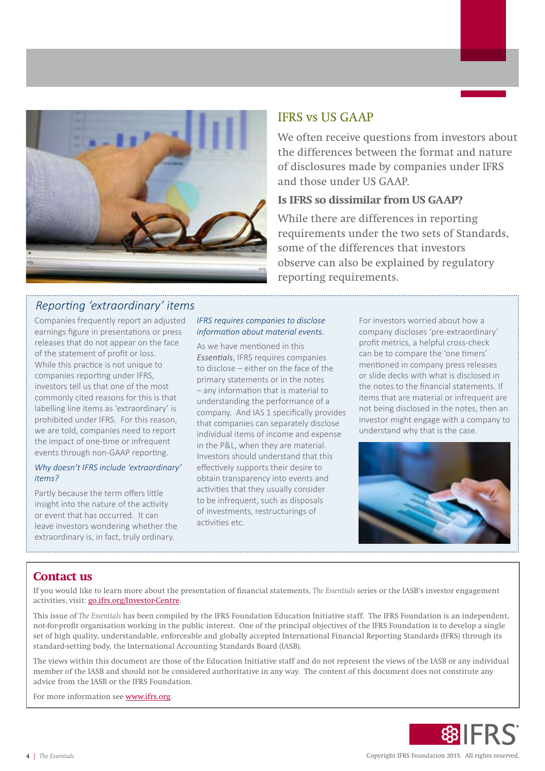## IFRS vs US GAAP

We often receive questions from investors about the differences between the format and nature of disclosures made by companies under IFRS and those under US GAAP.

### Is IFRS so dissimilar from US GAAP?

While there are differences in reporting requirements under the two sets of Standards, some of the differences that investors observe can also be explained by regulatory reporting requirements.

## *Reporting 'extraordinary' items*

Companies frequently report an adjusted earnings figure in presentations or press releases that do not appear on the face of the statement of profit or loss. While this practice is not unique to companies reporting under IFRS, investors tell us that one of the most commonly cited reasons for this is that labelling line items as 'extraordinary' is prohibited under IFRS. For this reason, we are told, companies need to report the impact of one-time or infrequent events through non-GAAP reporting.

*Why doesn't IFRS include 'extraordinary' items?*

Partly because the term offers little insight into the nature of the activity or event that has occurred. It can leave investors wondering whether the extraordinary is, in fact, truly ordinary.

*IFRS requires companies to disclose information about material events.*

As we have mentioned in this *Essentials*, IFRS requires companies to disclose – either on the face of the primary statements or in the notes – any information that is material to understanding the performance of a company. And IAS 1 specifically provides that companies can separately disclose individual items of income and expense in the P&L, when they are material. Investors should understand that this effectively supports their desire to obtain transparency into events and activities that they usually consider to be infrequent, such as disposals of investments, restructurings of activities etc.

For investors worried about how a company discloses 'pre-extraordinary' profit metrics, a helpful cross-check can be to compare the 'one timers' mentioned in company press releases or slide decks with what is disclosed in the notes to the financial statements. If items that are material or infrequent are not being disclosed in the notes, then an investor might engage with a company to understand why that is the case.

## Contact us

If you would like to learn more about the presentation of financial statements, *The Essentials* series or the IASB's investor engagement activities, visit: go.ifrs.org/Investor-Centre.

This issue of *The Essentials* has been compiled by the IFRS Foundation Education Initiative staff. The IFRS Foundation is an independent, not-for-profit organisation working in the public interest. One of the principal objectives of the IFRS Foundation is to develop a single set of high quality, understandable, enforceable and globally accepted International Financial Reporting Standards (IFRS) through its standard-setting body, the International Accounting Standards Board (IASB).

The views within this document are those of the Education Initiative staff and do not represent the views of the IASB or any individual member of the IASB and should not be considered authoritative in any way. The content of this document does not constitute any advice from the IASB or the IFRS Foundation.

For more information see www.ifrs.org.

Copyright IFRS Foundation 2015. All rights reserved.